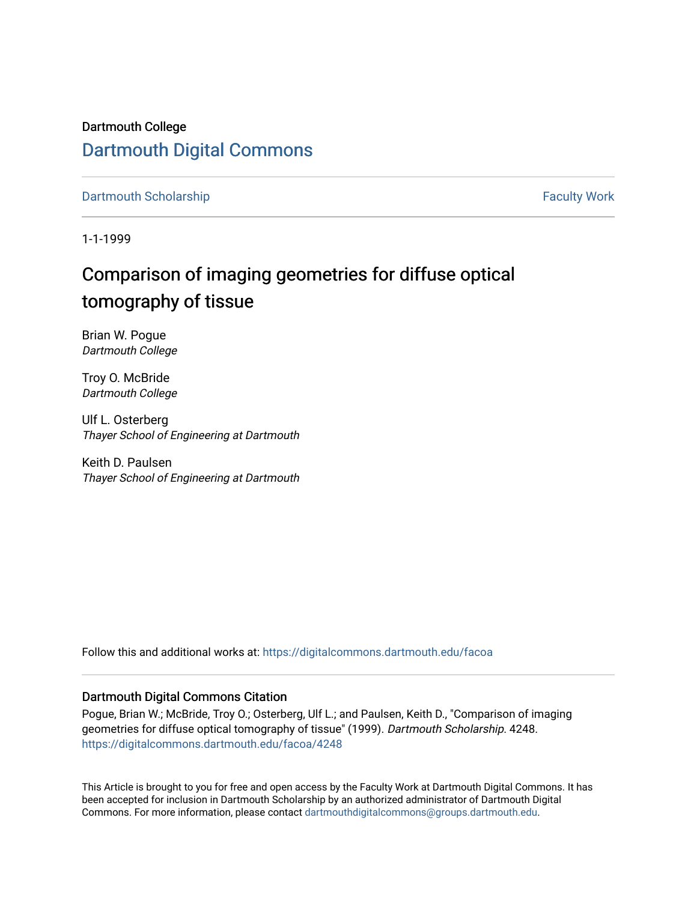Dartmouth College

# Dartmouth Digital Commons

Dartmouth Scholarship | Faculty Work

1-1-1999

## Comparison of imaging geometries for diffuse optical tomography of tissue

Brian W. Pogue
*Dartmouth College*

Troy O. McBride
*Dartmouth College*

Ulf L. Osterberg
*Thayer School of Engineering at Dartmouth*

Keith D. Paulsen
*Thayer School of Engineering at Dartmouth*

Follow this and additional works at: https://digitalcommons.dartmouth.edu/facoa

### Dartmouth Digital Commons Citation

Pogue, Brian W.; McBride, Troy O.; Osterberg, Ulf L.; and Paulsen, Keith D., "Comparison of imaging geometries for diffuse optical tomography of tissue" (1999). *Dartmouth Scholarship*. 4248.
https://digitalcommons.dartmouth.edu/facoa/4248

This Article is brought to you for free and open access by the Faculty Work at Dartmouth Digital Commons. It has been accepted for inclusion in Dartmouth Scholarship by an authorized administrator of Dartmouth Digital Commons. For more information, please contact dartmouthdigitalcommons@groups.dartmouth.edu.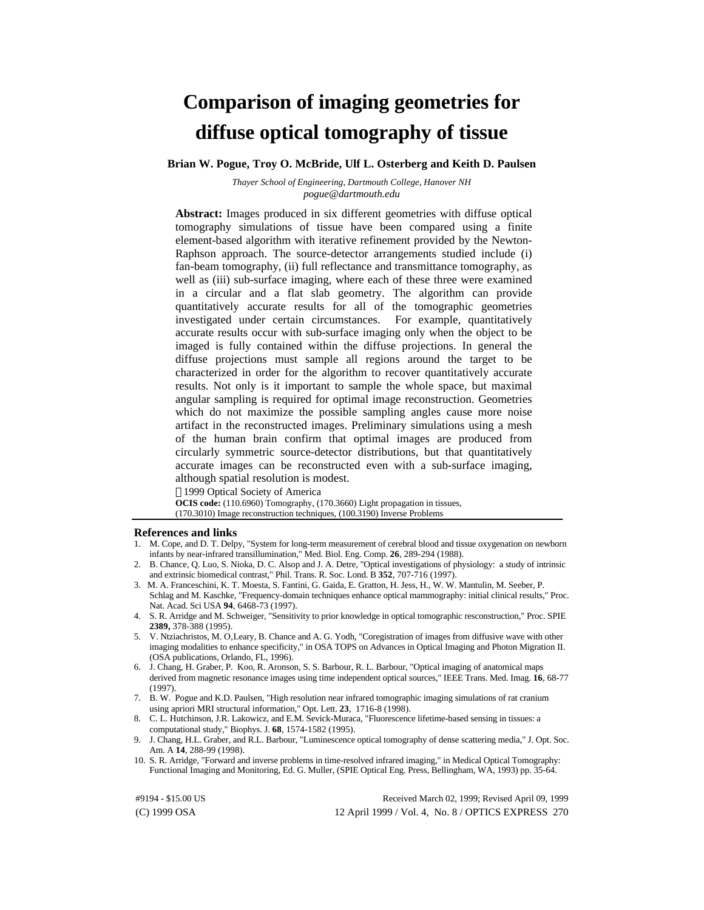# Comparison of imaging geometries for diffuse optical tomography of tissue

**Brian W. Pogue, Troy O. McBride, Ulf L. Osterberg and Keith D. Paulsen**

*Thayer School of Engineering, Dartmouth College, Hanover NH*
*pogue@dartmouth.edu*

**Abstract:** Images produced in six different geometries with diffuse optical tomography simulations of tissue have been compared using a finite element-based algorithm with iterative refinement provided by the Newton-Raphson approach. The source-detector arrangements studied include (i) fan-beam tomography, (ii) full reflectance and transmittance tomography, as well as (iii) sub-surface imaging, where each of these three were examined in a circular and a flat slab geometry. The algorithm can provide quantitatively accurate results for all of the tomographic geometries investigated under certain circumstances. For example, quantitatively accurate results occur with sub-surface imaging only when the object to be imaged is fully contained within the diffuse projections. In general the diffuse projections must sample all regions around the target to be characterized in order for the algorithm to recover quantitatively accurate results. Not only is it important to sample the whole space, but maximal angular sampling is required for optimal image reconstruction. Geometries which do not maximize the possible sampling angles cause more noise artifact in the reconstructed images. Preliminary simulations using a mesh of the human brain confirm that optimal images are produced from circularly symmetric source-detector distributions, but that quantitatively accurate images can be reconstructed even with a sub-surface imaging, although spatial resolution is modest.

©1999 Optical Society of America

**OCIS code:** (110.6960) Tomography, (170.3660) Light propagation in tissues, (170.3010) Image reconstruction techniques, (100.3190) Inverse Problems

## References and links

1. M. Cope, and D. T. Delpy, "System for long-term measurement of cerebral blood and tissue oxygenation on newborn infants by near-infrared transillumination," Med. Biol. Eng. Comp. **26**, 289-294 (1988).
2. B. Chance, Q. Luo, S. Nioka, D. C. Alsop and J. A. Detre, "Optical investigations of physiology: a study of intrinsic and extrinsic biomedical contrast," Phil. Trans. R. Soc. Lond. B **352**, 707-716 (1997).
3. M. A. Franceschini, K. T. Moesta, S. Fantini, G. Gaida, E. Gratton, H. Jess, H., W. W. Mantulin, M. Seeber, P. Schlag and M. Kaschke, "Frequency-domain techniques enhance optical mammography: initial clinical results," Proc. Nat. Acad. Sci USA **94**, 6468-73 (1997).
4. S. R. Arridge and M. Schweiger, "Sensitivity to prior knowledge in optical tomographic resconstruction," Proc. SPIE **2389,** 378-388 (1995).
5. V. Ntziachristos, M. O,Leary, B. Chance and A. G. Yodh, "Coregistration of images from diffusive wave with other imaging modalities to enhance specificity," in OSA TOPS on Advances in Optical Imaging and Photon Migration II. (OSA publications, Orlando, FL, 1996).
6. J. Chang, H. Graber, P. Koo, R. Aronson, S. S. Barbour, R. L. Barbour, "Optical imaging of anatomical maps derived from magnetic resonance images using time independent optical sources," IEEE Trans. Med. Imag. **16**, 68-77 (1997).
7. B. W. Pogue and K.D. Paulsen, "High resolution near infrared tomographic imaging simulations of rat cranium using apriori MRI structural information," Opt. Lett. **23**, 1716-8 (1998).
8. C. L. Hutchinson, J.R. Lakowicz, and E.M. Sevick-Muraca, "Fluorescence lifetime-based sensing in tissues: a computational study," Biophys. J. **68**, 1574-1582 (1995).
9. J. Chang, H.L. Graber, and R.L. Barbour, "Luminescence optical tomography of dense scattering media," J. Opt. Soc. Am. A **14**, 288-99 (1998).
10. S. R. Arridge, "Forward and inverse problems in time-resolved infrared imaging," in Medical Optical Tomography: Functional Imaging and Monitoring, Ed. G. Muller, (SPIE Optical Eng. Press, Bellingham, WA, 1993) pp. 35-64.

#9194 - $15.00 US Received March 02, 1999; Revised April 09, 1999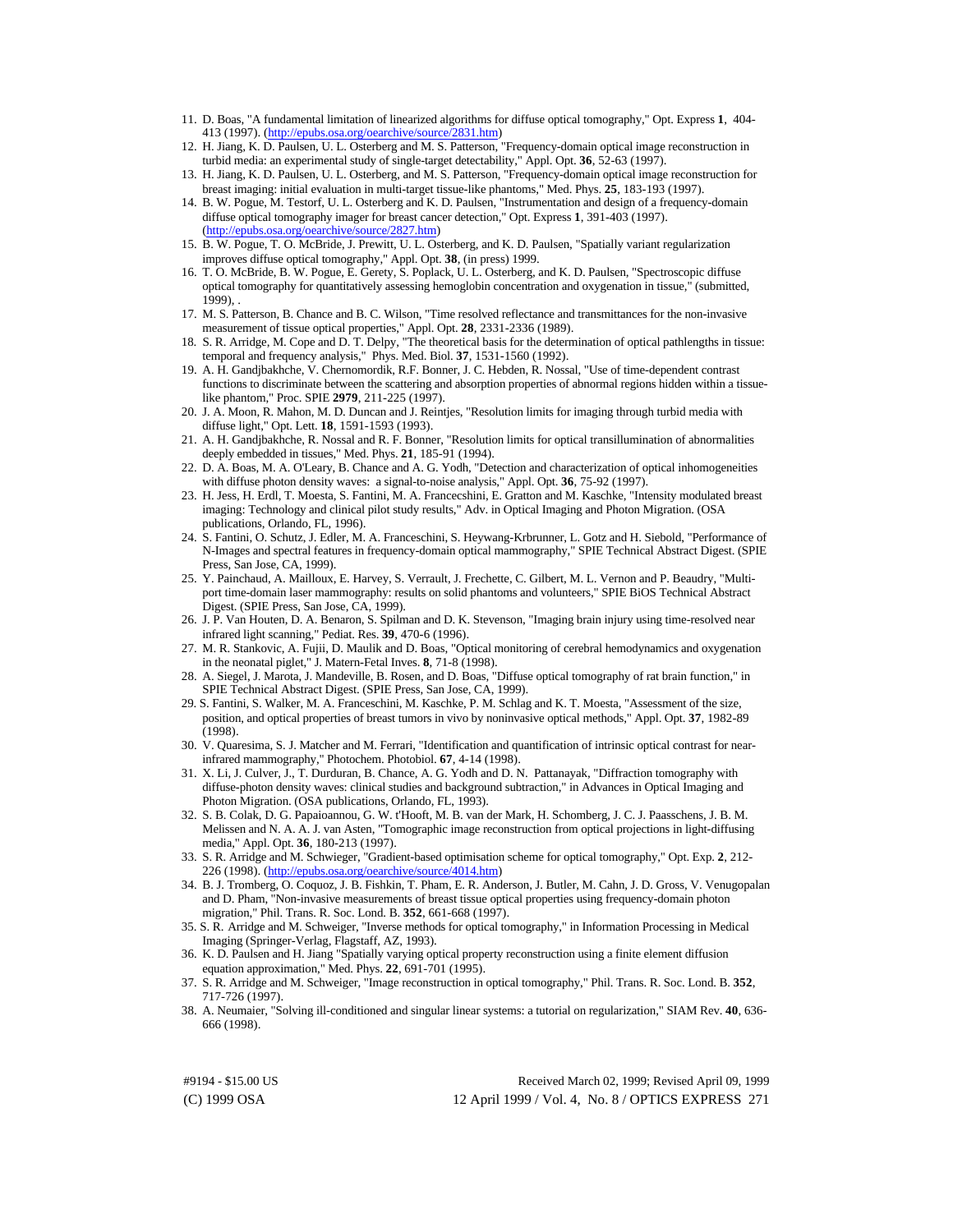11. D. Boas, "A fundamental limitation of linearized algorithms for diffuse optical tomography," Opt. Express **1**, 404-413 (1997). (http://epubs.osa.org/oearchive/source/2831.htm)
12. H. Jiang, K. D. Paulsen, U. L. Osterberg and M. S. Patterson, "Frequency-domain optical image reconstruction in turbid media: an experimental study of single-target detectability," Appl. Opt. **36**, 52-63 (1997).
13. H. Jiang, K. D. Paulsen, U. L. Osterberg, and M. S. Patterson, "Frequency-domain optical image reconstruction for breast imaging: initial evaluation in multi-target tissue-like phantoms," Med. Phys. **25**, 183-193 (1997).
14. B. W. Pogue, M. Testorf, U. L. Osterberg and K. D. Paulsen, "Instrumentation and design of a frequency-domain diffuse optical tomography imager for breast cancer detection," Opt. Express **1**, 391-403 (1997). (http://epubs.osa.org/oearchive/source/2827.htm)
15. B. W. Pogue, T. O. McBride, J. Prewitt, U. L. Osterberg, and K. D. Paulsen, "Spatially variant regularization improves diffuse optical tomography," Appl. Opt. **38**, (in press) 1999.
16. T. O. McBride, B. W. Pogue, E. Gerety, S. Poplack, U. L. Osterberg, and K. D. Paulsen, "Spectroscopic diffuse optical tomography for quantitatively assessing hemoglobin concentration and oxygenation in tissue," (submitted, 1999), .
17. M. S. Patterson, B. Chance and B. C. Wilson, "Time resolved reflectance and transmittances for the non-invasive measurement of tissue optical properties," Appl. Opt. **28**, 2331-2336 (1989).
18. S. R. Arridge, M. Cope and D. T. Delpy, "The theoretical basis for the determination of optical pathlengths in tissue: temporal and frequency analysis," Phys. Med. Biol. **37**, 1531-1560 (1992).
19. A. H. Gandjbakhche, V. Chernomordik, R.F. Bonner, J. C. Hebden, R. Nossal, "Use of time-dependent contrast functions to discriminate between the scattering and absorption properties of abnormal regions hidden within a tissue-like phantom," Proc. SPIE **2979**, 211-225 (1997).
20. J. A. Moon, R. Mahon, M. D. Duncan and J. Reintjes, "Resolution limits for imaging through turbid media with diffuse light," Opt. Lett. **18**, 1591-1593 (1993).
21. A. H. Gandjbakhche, R. Nossal and R. F. Bonner, "Resolution limits for optical transillumination of abnormalities deeply embedded in tissues," Med. Phys. **21**, 185-91 (1994).
22. D. A. Boas, M. A. O'Leary, B. Chance and A. G. Yodh, "Detection and characterization of optical inhomogeneities with diffuse photon density waves: a signal-to-noise analysis," Appl. Opt. **36**, 75-92 (1997).
23. H. Jess, H. Erdl, T. Moesta, S. Fantini, M. A. Francecshini, E. Gratton and M. Kaschke, "Intensity modulated breast imaging: Technology and clinical pilot study results," Adv. in Optical Imaging and Photon Migration. (OSA publications, Orlando, FL, 1996).
24. S. Fantini, O. Schutz, J. Edler, M. A. Franceschini, S. Heywang-Krbrunner, L. Gotz and H. Siebold, "Performance of N-Images and spectral features in frequency-domain optical mammography," SPIE Technical Abstract Digest. (SPIE Press, San Jose, CA, 1999).
25. Y. Painchaud, A. Mailloux, E. Harvey, S. Verrault, J. Frechette, C. Gilbert, M. L. Vernon and P. Beaudry, "Multi-port time-domain laser mammography: results on solid phantoms and volunteers," SPIE BiOS Technical Abstract Digest. (SPIE Press, San Jose, CA, 1999).
26. J. P. Van Houten, D. A. Benaron, S. Spilman and D. K. Stevenson, "Imaging brain injury using time-resolved near infrared light scanning," Pediat. Res. **39**, 470-6 (1996).
27. M. R. Stankovic, A. Fujii, D. Maulik and D. Boas, "Optical monitoring of cerebral hemodynamics and oxygenation in the neonatal piglet," J. Matern-Fetal Inves. **8**, 71-8 (1998).
28. A. Siegel, J. Marota, J. Mandeville, B. Rosen, and D. Boas, "Diffuse optical tomography of rat brain function," in SPIE Technical Abstract Digest. (SPIE Press, San Jose, CA, 1999).
29. S. Fantini, S. Walker, M. A. Franceschini, M. Kaschke, P. M. Schlag and K. T. Moesta, "Assessment of the size, position, and optical properties of breast tumors in vivo by noninvasive optical methods," Appl. Opt. **37**, 1982-89 (1998).
30. V. Quaresima, S. J. Matcher and M. Ferrari, "Identification and quantification of intrinsic optical contrast for near-infrared mammography," Photochem. Photobiol. **67**, 4-14 (1998).
31. X. Li, J. Culver, J., T. Durduran, B. Chance, A. G. Yodh and D. N. Pattanayak, "Diffraction tomography with diffuse-photon density waves: clinical studies and background subtraction," in Advances in Optical Imaging and Photon Migration. (OSA publications, Orlando, FL, 1993).
32. S. B. Colak, D. G. Papaioannou, G. W. t'Hooft, M. B. van der Mark, H. Schomberg, J. C. J. Paasschens, J. B. M. Melissen and N. A. A. J. van Asten, "Tomographic image reconstruction from optical projections in light-diffusing media," Appl. Opt. **36**, 180-213 (1997).
33. S. R. Arridge and M. Schweiger, "Gradient-based optimisation scheme for optical tomography," Opt. Exp. **2**, 212-226 (1998). (http://epubs.osa.org/oearchive/source/4014.htm)
34. B. J. Tromberg, O. Coquoz, J. B. Fishkin, T. Pham, E. R. Anderson, J. Butler, M. Cahn, J. D. Gross, V. Venugopalan and D. Pham, "Non-invasive measurements of breast tissue optical properties using frequency-domain photon migration," Phil. Trans. R. Soc. Lond. B. **352**, 661-668 (1997).
35. S. R. Arridge and M. Schweiger, "Inverse methods for optical tomography," in Information Processing in Medical Imaging (Springer-Verlag, Flagstaff, AZ, 1993).
36. K. D. Paulsen and H. Jiang "Spatially varying optical property reconstruction using a finite element diffusion equation approximation," Med. Phys. **22**, 691-701 (1995).
37. S. R. Arridge and M. Schweiger, "Image reconstruction in optical tomography," Phil. Trans. R. Soc. Lond. B. **352**, 717-726 (1997).
38. A. Neumaier, "Solving ill-conditioned and singular linear systems: a tutorial on regularization," SIAM Rev. **40**, 636-666 (1998).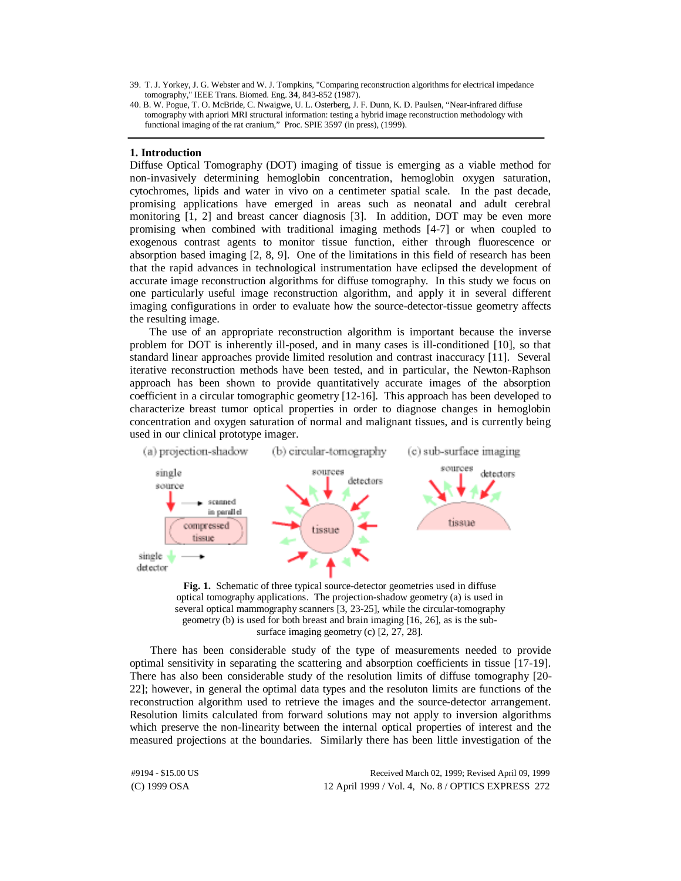39. T. J. Yorkey, J. G. Webster and W. J. Tompkins, "Comparing reconstruction algorithms for electrical impedance tomography," IEEE Trans. Biomed. Eng. **34**, 843-852 (1987).
40. B. W. Pogue, T. O. McBride, C. Nwaigwe, U. L. Osterberg, J. F. Dunn, K. D. Paulsen, "Near-infrared diffuse tomography with apriori MRI structural information: testing a hybrid image reconstruction methodology with functional imaging of the rat cranium," Proc. SPIE 3597 (in press), (1999).

---

## 1. Introduction

Diffuse Optical Tomography (DOT) imaging of tissue is emerging as a viable method for non-invasively determining hemoglobin concentration, hemoglobin oxygen saturation, cytochromes, lipids and water in vivo on a centimeter spatial scale. In the past decade, promising applications have emerged in areas such as neonatal and adult cerebral monitoring [1, 2] and breast cancer diagnosis [3]. In addition, DOT may be even more promising when combined with traditional imaging methods [4-7] or when coupled to exogenous contrast agents to monitor tissue function, either through fluorescence or absorption based imaging [2, 8, 9]. One of the limitations in this field of research has been that the rapid advances in technological instrumentation have eclipsed the development of accurate image reconstruction algorithms for diffuse tomography. In this study we focus on one particularly useful image reconstruction algorithm, and apply it in several different imaging configurations in order to evaluate how the source-detector-tissue geometry affects the resulting image.

The use of an appropriate reconstruction algorithm is important because the inverse problem for DOT is inherently ill-posed, and in many cases is ill-conditioned [10], so that standard linear approaches provide limited resolution and contrast inaccuracy [11]. Several iterative reconstruction methods have been tested, and in particular, the Newton-Raphson approach has been shown to provide quantitatively accurate images of the absorption coefficient in a circular tomographic geometry [12-16]. This approach has been developed to characterize breast tumor optical properties in order to diagnose changes in hemoglobin concentration and oxygen saturation of normal and malignant tissues, and is currently being used in our clinical prototype imager.

**Fig. 1.** Schematic of three typical source-detector geometries used in diffuse optical tomography applications. The projection-shadow geometry (a) is used in several optical mammography scanners [3, 23-25], while the circular-tomography geometry (b) is used for both breast and brain imaging [16, 26], as is the sub-surface imaging geometry (c) [2, 27, 28].

There has been considerable study of the type of measurements needed to provide optimal sensitivity in separating the scattering and absorption coefficients in tissue [17-19]. There has also been considerable study of the resolution limits of diffuse tomography [20-22]; however, in general the optimal data types and the resoluton limits are functions of the reconstruction algorithm used to retrieve the images and the source-detector arrangement. Resolution limits calculated from forward solutions may not apply to inversion algorithms which preserve the non-linearity between the internal optical properties of interest and the measured projections at the boundaries. Similarly there has been little investigation of the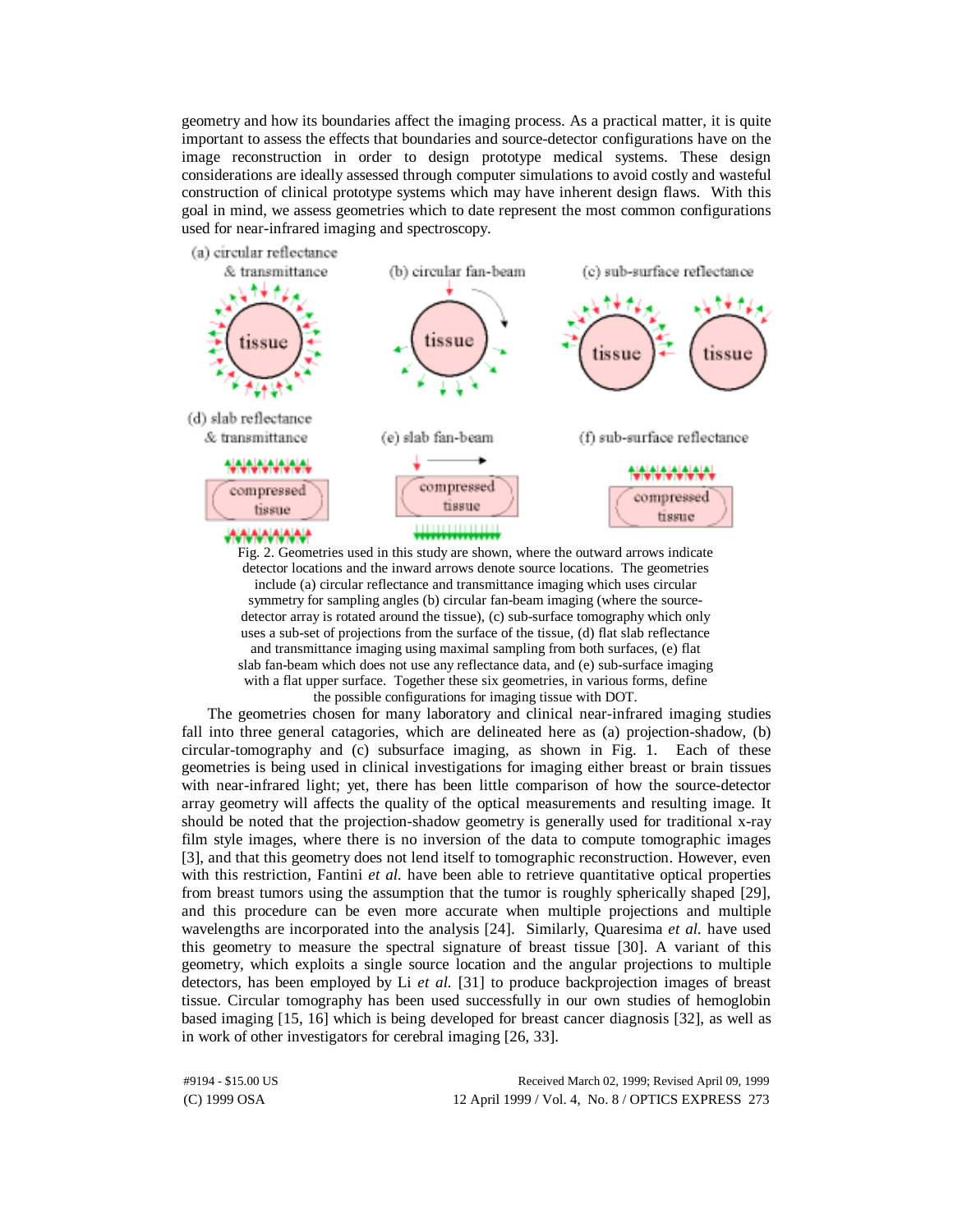geometry and how its boundaries affect the imaging process. As a practical matter, it is quite important to assess the effects that boundaries and source-detector configurations have on the image reconstruction in order to design prototype medical systems. These design considerations are ideally assessed through computer simulations to avoid costly and wasteful construction of clinical prototype systems which may have inherent design flaws. With this goal in mind, we assess geometries which to date represent the most common configurations used for near-infrared imaging and spectroscopy.

Fig. 2. Geometries used in this study are shown, where the outward arrows indicate detector locations and the inward arrows denote source locations. The geometries include (a) circular reflectance and transmittance imaging which uses circular symmetry for sampling angles (b) circular fan-beam imaging (where the source-detector array is rotated around the tissue), (c) sub-surface tomography which only uses a sub-set of projections from the surface of the tissue, (d) flat slab reflectance and transmittance imaging using maximal sampling from both surfaces, (e) flat slab fan-beam which does not use any reflectance data, and (e) sub-surface imaging with a flat upper surface. Together these six geometries, in various forms, define the possible configurations for imaging tissue with DOT.

The geometries chosen for many laboratory and clinical near-infrared imaging studies fall into three general catagories, which are delineated here as (a) projection-shadow, (b) circular-tomography and (c) subsurface imaging, as shown in Fig. 1. Each of these geometries is being used in clinical investigations for imaging either breast or brain tissues with near-infrared light; yet, there has been little comparison of how the source-detector array geometry will affects the quality of the optical measurements and resulting image. It should be noted that the projection-shadow geometry is generally used for traditional x-ray film style images, where there is no inversion of the data to compute tomographic images [3], and that this geometry does not lend itself to tomographic reconstruction. However, even with this restriction, Fantini *et al.* have been able to retrieve quantitative optical properties from breast tumors using the assumption that the tumor is roughly spherically shaped [29], and this procedure can be even more accurate when multiple projections and multiple wavelengths are incorporated into the analysis [24]. Similarly, Quaresima *et al.* have used this geometry to measure the spectral signature of breast tissue [30]. A variant of this geometry, which exploits a single source location and the angular projections to multiple detectors, has been employed by Li *et al.* [31] to produce backprojection images of breast tissue. Circular tomography has been used successfully in our own studies of hemoglobin based imaging [15, 16] which is being developed for breast cancer diagnosis [32], as well as in work of other investigators for cerebral imaging [26, 33].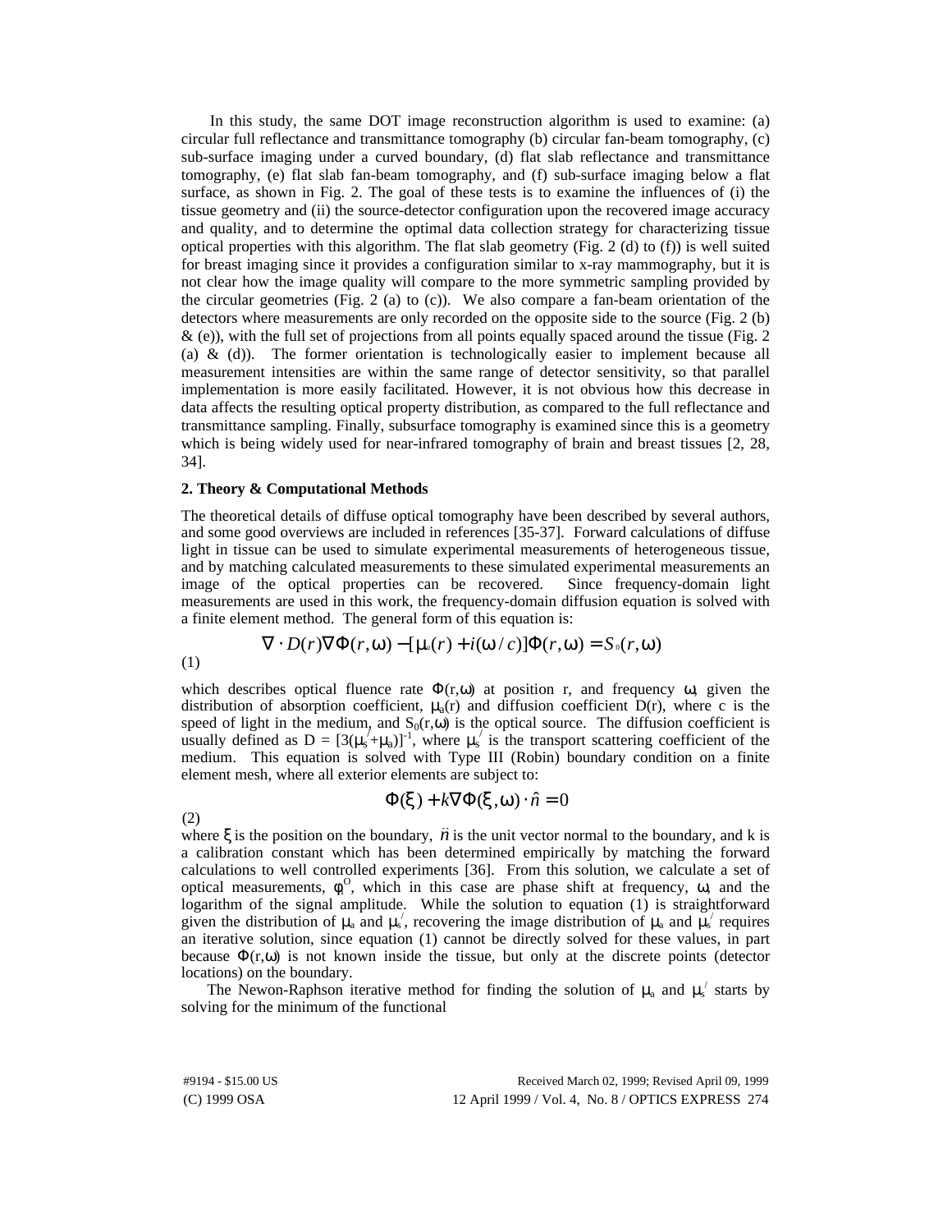In this study, the same DOT image reconstruction algorithm is used to examine: (a) circular full reflectance and transmittance tomography (b) circular fan-beam tomography, (c) sub-surface imaging under a curved boundary, (d) flat slab reflectance and transmittance tomography, (e) flat slab fan-beam tomography, and (f) sub-surface imaging below a flat surface, as shown in Fig. 2. The goal of these tests is to examine the influences of (i) the tissue geometry and (ii) the source-detector configuration upon the recovered image accuracy and quality, and to determine the optimal data collection strategy for characterizing tissue optical properties with this algorithm. The flat slab geometry (Fig. 2 (d) to (f)) is well suited for breast imaging since it provides a configuration similar to x-ray mammography, but it is not clear how the image quality will compare to the more symmetric sampling provided by the circular geometries (Fig. 2 (a) to (c)). We also compare a fan-beam orientation of the detectors where measurements are only recorded on the opposite side to the source (Fig. 2 (b) & (e)), with the full set of projections from all points equally spaced around the tissue (Fig. 2 (a) & (d)). The former orientation is technologically easier to implement because all measurement intensities are within the same range of detector sensitivity, so that parallel implementation is more easily facilitated. However, it is not obvious how this decrease in data affects the resulting optical property distribution, as compared to the full reflectance and transmittance sampling. Finally, subsurface tomography is examined since this is a geometry which is being widely used for near-infrared tomography of brain and breast tissues [2, 28, 34].

## 2. Theory & Computational Methods

The theoretical details of diffuse optical tomography have been described by several authors, and some good overviews are included in references [35-37]. Forward calculations of diffuse light in tissue can be used to simulate experimental measurements of heterogeneous tissue, and by matching calculated measurements to these simulated experimental measurements an image of the optical properties can be recovered. Since frequency-domain light measurements are used in this work, the frequency-domain diffusion equation is solved with a finite element method. The general form of this equation is:

$$\nabla \cdot D(r)\nabla\Phi(r,\omega) - [\mu_a(r) + i(\omega/c)]\Phi(r,\omega) = S_0(r,\omega) \quad (1)$$

which describes optical fluence rate $\Phi(r,\omega)$ at position r, and frequency $\omega$, given the distribution of absorption coefficient, $\mu_a(r)$ and diffusion coefficient $D(r)$, where c is the speed of light in the medium, and $S_0(r,\omega)$ is the optical source. The diffusion coefficient is usually defined as $D = [3(\mu_s^{/}+\mu_a)]^{-1}$, where $\mu_s^{/}$ is the transport scattering coefficient of the medium. This equation is solved with Type III (Robin) boundary condition on a finite element mesh, where all exterior elements are subject to:

$$\Phi(\xi) + k\nabla\Phi(\xi,\omega)\cdot\hat{n} = 0 \quad (2)$$

where $\xi$ is the position on the boundary, $\hat{n}$ is the unit vector normal to the boundary, and k is a calibration constant which has been determined empirically by matching the forward calculations to well controlled experiments [36]. From this solution, we calculate a set of optical measurements, $\phi_i^O$, which in this case are phase shift at frequency, $\omega$, and the logarithm of the signal amplitude. While the solution to equation (1) is straightforward given the distribution of $\mu_a$ and $\mu_s^{/}$, recovering the image distribution of $\mu_a$ and $\mu_s^{/}$ requires an iterative solution, since equation (1) cannot be directly solved for these values, in part because $\Phi(r,\omega)$ is not known inside the tissue, but only at the discrete points (detector locations) on the boundary.

The Newon-Raphson iterative method for finding the solution of $\mu_a$ and $\mu_s^{/}$ starts by solving for the minimum of the functional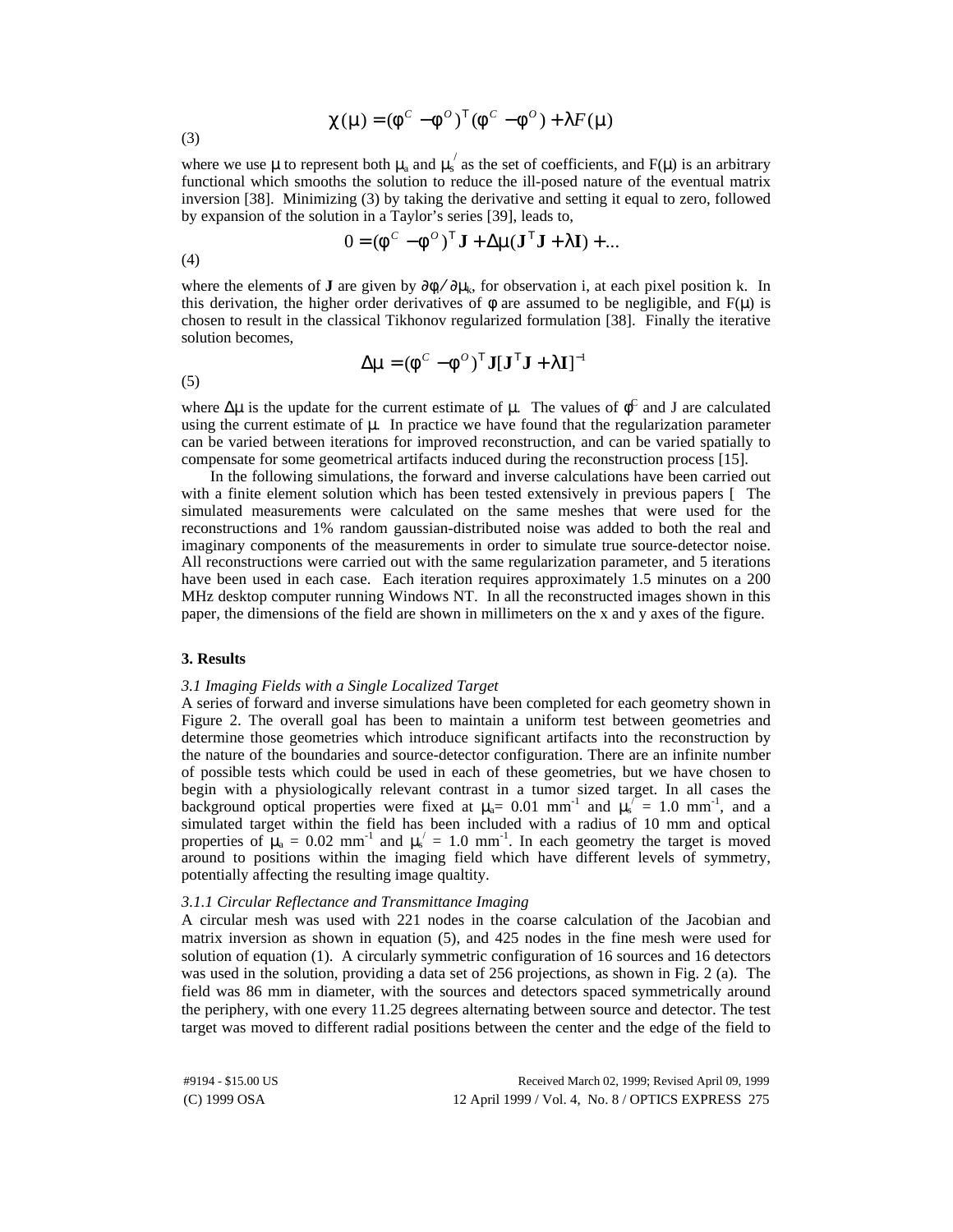$$\chi(\mu) = (\phi^C - \phi^O)^T(\phi^C - \phi^O) + \lambda F(\mu) \tag{3}$$

where we use $\mu$ to represent both $\mu_a$ and $\mu_s^{/}$ as the set of coefficients, and F($\mu$) is an arbitrary functional which smooths the solution to reduce the ill-posed nature of the eventual matrix inversion [38]. Minimizing (3) by taking the derivative and setting it equal to zero, followed by expansion of the solution in a Taylor's series [39], leads to,

$$0 = (\phi^C - \phi^O)^T \mathbf{J} + \Delta\mu(\mathbf{J}^T\mathbf{J} + \lambda\mathbf{I}) + ... \tag{4}$$

where the elements of **J** are given by $\partial\phi_i / \partial\mu_k$, for observation i, at each pixel position k. In this derivation, the higher order derivatives of $\phi$ are assumed to be negligible, and F($\mu$) is chosen to result in the classical Tikhonov regularized formulation [38]. Finally the iterative solution becomes,

$$\Delta\mu = (\phi^C - \phi^O)^T \mathbf{J}[\mathbf{J}^T\mathbf{J} + \lambda\mathbf{I}]^{-1} \tag{5}$$

where $\Delta\mu$ is the update for the current estimate of $\mu$. The values of $\phi^C$ and J are calculated using the current estimate of $\mu$. In practice we have found that the regularization parameter can be varied between iterations for improved reconstruction, and can be varied spatially to compensate for some geometrical artifacts induced during the reconstruction process [15].

In the following simulations, the forward and inverse calculations have been carried out with a finite element solution which has been tested extensively in previous papers [ The simulated measurements were calculated on the same meshes that were used for the reconstructions and 1% random gaussian-distributed noise was added to both the real and imaginary components of the measurements in order to simulate true source-detector noise. All reconstructions were carried out with the same regularization parameter, and 5 iterations have been used in each case. Each iteration requires approximately 1.5 minutes on a 200 MHz desktop computer running Windows NT. In all the reconstructed images shown in this paper, the dimensions of the field are shown in millimeters on the x and y axes of the figure.

## 3. Results

### *3.1 Imaging Fields with a Single Localized Target*

A series of forward and inverse simulations have been completed for each geometry shown in Figure 2. The overall goal has been to maintain a uniform test between geometries and determine those geometries which introduce significant artifacts into the reconstruction by the nature of the boundaries and source-detector configuration. There are an infinite number of possible tests which could be used in each of these geometries, but we have chosen to begin with a physiologically relevant contrast in a tumor sized target. In all cases the background optical properties were fixed at $\mu_a$= 0.01 mm$^{-1}$ and $\mu_s^{/}$ = 1.0 mm$^{-1}$, and a simulated target within the field has been included with a radius of 10 mm and optical properties of $\mu_a$ = 0.02 mm$^{-1}$ and $\mu_s^{/}$ = 1.0 mm$^{-1}$. In each geometry the target is moved around to positions within the imaging field which have different levels of symmetry, potentially affecting the resulting image qualtity.

#### *3.1.1 Circular Reflectance and Transmittance Imaging*

A circular mesh was used with 221 nodes in the coarse calculation of the Jacobian and matrix inversion as shown in equation (5), and 425 nodes in the fine mesh were used for solution of equation (1). A circularly symmetric configuration of 16 sources and 16 detectors was used in the solution, providing a data set of 256 projections, as shown in Fig. 2 (a). The field was 86 mm in diameter, with the sources and detectors spaced symmetrically around the periphery, with one every 11.25 degrees alternating between source and detector. The test target was moved to different radial positions between the center and the edge of the field to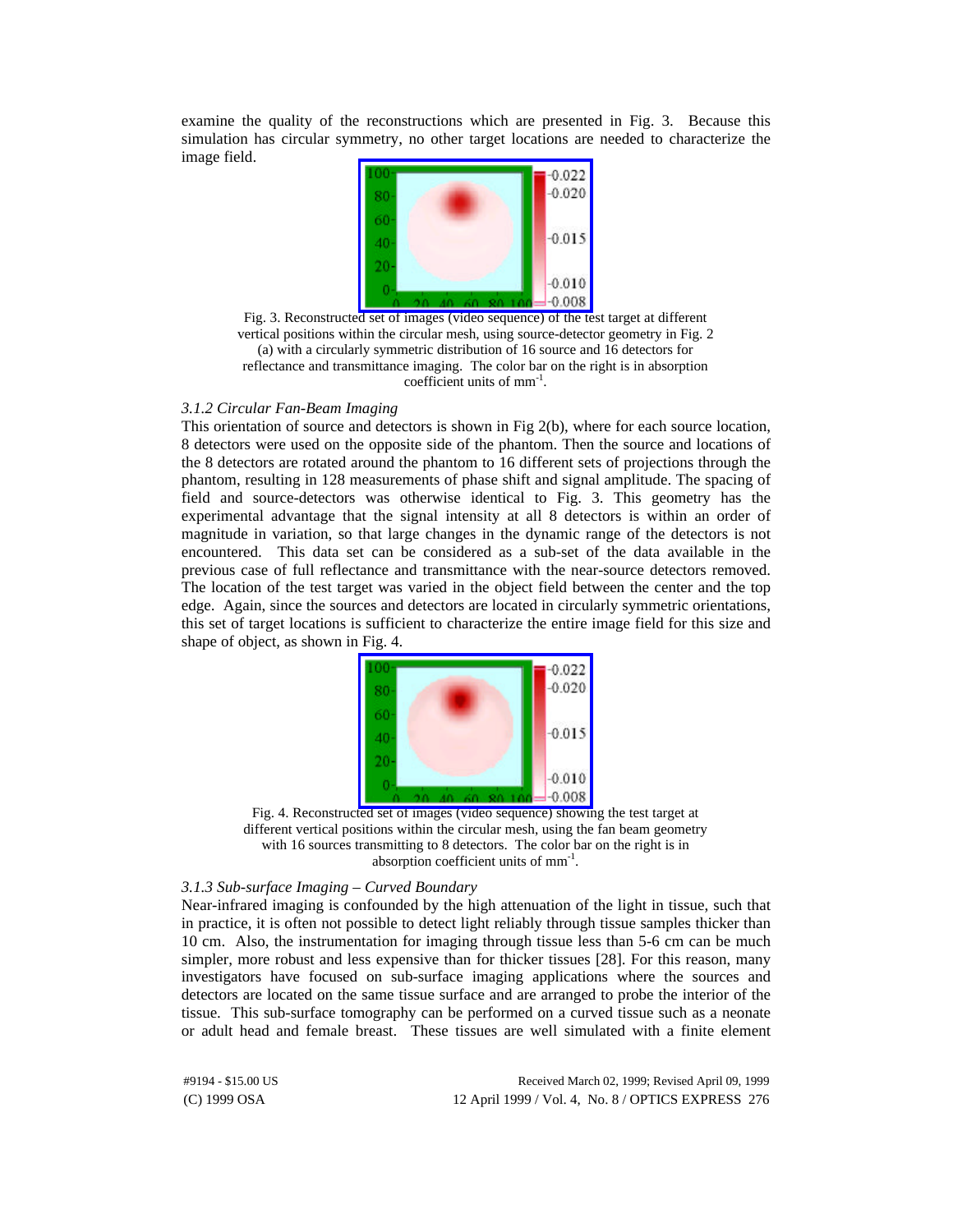examine the quality of the reconstructions which are presented in Fig. 3. Because this simulation has circular symmetry, no other target locations are needed to characterize the image field.

Fig. 3. Reconstructed set of images (video sequence) of the test target at different vertical positions within the circular mesh, using source-detector geometry in Fig. 2 (a) with a circularly symmetric distribution of 16 source and 16 detectors for reflectance and transmittance imaging. The color bar on the right is in absorption coefficient units of $mm^{-1}$.

### *3.1.2 Circular Fan-Beam Imaging*

This orientation of source and detectors is shown in Fig 2(b), where for each source location, 8 detectors were used on the opposite side of the phantom. Then the source and locations of the 8 detectors are rotated around the phantom to 16 different sets of projections through the phantom, resulting in 128 measurements of phase shift and signal amplitude. The spacing of field and source-detectors was otherwise identical to Fig. 3. This geometry has the experimental advantage that the signal intensity at all 8 detectors is within an order of magnitude in variation, so that large changes in the dynamic range of the detectors is not encountered. This data set can be considered as a sub-set of the data available in the previous case of full reflectance and transmittance with the near-source detectors removed. The location of the test target was varied in the object field between the center and the top edge. Again, since the sources and detectors are located in circularly symmetric orientations, this set of target locations is sufficient to characterize the entire image field for this size and shape of object, as shown in Fig. 4.

Fig. 4. Reconstructed set of images (video sequence) showing the test target at different vertical positions within the circular mesh, using the fan beam geometry with 16 sources transmitting to 8 detectors. The color bar on the right is in absorption coefficient units of $mm^{-1}$.

### *3.1.3 Sub-surface Imaging – Curved Boundary*

Near-infrared imaging is confounded by the high attenuation of the light in tissue, such that in practice, it is often not possible to detect light reliably through tissue samples thicker than 10 cm. Also, the instrumentation for imaging through tissue less than 5-6 cm can be much simpler, more robust and less expensive than for thicker tissues [28]. For this reason, many investigators have focused on sub-surface imaging applications where the sources and detectors are located on the same tissue surface and are arranged to probe the interior of the tissue. This sub-surface tomography can be performed on a curved tissue such as a neonate or adult head and female breast. These tissues are well simulated with a finite element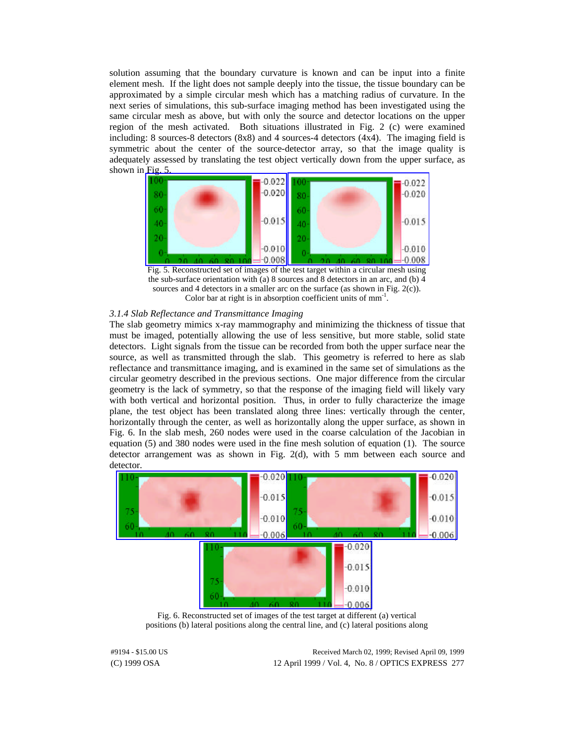solution assuming that the boundary curvature is known and can be input into a finite element mesh. If the light does not sample deeply into the tissue, the tissue boundary can be approximated by a simple circular mesh which has a matching radius of curvature. In the next series of simulations, this sub-surface imaging method has been investigated using the same circular mesh as above, but with only the source and detector locations on the upper region of the mesh activated. Both situations illustrated in Fig. 2 (c) were examined including: 8 sources-8 detectors (8x8) and 4 sources-4 detectors (4x4). The imaging field is symmetric about the center of the source-detector array, so that the image quality is adequately assessed by translating the test object vertically down from the upper surface, as shown in Fig. 5.

Fig. 5. Reconstructed set of images of the test target within a circular mesh using the sub-surface orientation with (a) 8 sources and 8 detectors in an arc, and (b) 4 sources and 4 detectors in a smaller arc on the surface (as shown in Fig. 2(c)). Color bar at right is in absorption coefficient units of $mm^{-1}$.

### *3.1.4 Slab Reflectance and Transmittance Imaging*

The slab geometry mimics x-ray mammography and minimizing the thickness of tissue that must be imaged, potentially allowing the use of less sensitive, but more stable, solid state detectors. Light signals from the tissue can be recorded from both the upper surface near the source, as well as transmitted through the slab. This geometry is referred to here as slab reflectance and transmittance imaging, and is examined in the same set of simulations as the circular geometry described in the previous sections. One major difference from the circular geometry is the lack of symmetry, so that the response of the imaging field will likely vary with both vertical and horizontal position. Thus, in order to fully characterize the image plane, the test object has been translated along three lines: vertically through the center, horizontally through the center, as well as horizontally along the upper surface, as shown in Fig. 6. In the slab mesh, 260 nodes were used in the coarse calculation of the Jacobian in equation (5) and 380 nodes were used in the fine mesh solution of equation (1). The source detector arrangement was as shown in Fig. 2(d), with 5 mm between each source and detector.

Fig. 6. Reconstructed set of images of the test target at different (a) vertical positions (b) lateral positions along the central line, and (c) lateral positions along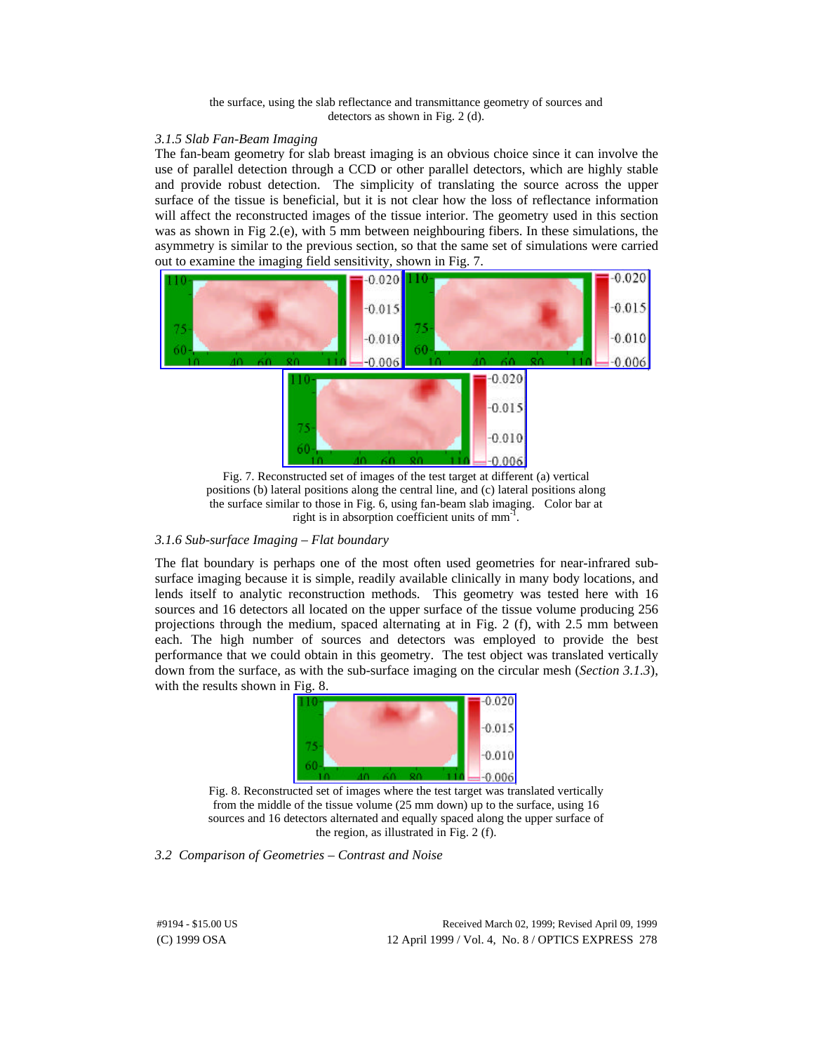the surface, using the slab reflectance and transmittance geometry of sources and detectors as shown in Fig. 2 (d).

### *3.1.5 Slab Fan-Beam Imaging*

The fan-beam geometry for slab breast imaging is an obvious choice since it can involve the use of parallel detection through a CCD or other parallel detectors, which are highly stable and provide robust detection. The simplicity of translating the source across the upper surface of the tissue is beneficial, but it is not clear how the loss of reflectance information will affect the reconstructed images of the tissue interior. The geometry used in this section was as shown in Fig 2.(e), with 5 mm between neighbouring fibers. In these simulations, the asymmetry is similar to the previous section, so that the same set of simulations were carried out to examine the imaging field sensitivity, shown in Fig. 7.

Fig. 7. Reconstructed set of images of the test target at different (a) vertical positions (b) lateral positions along the central line, and (c) lateral positions along the surface similar to those in Fig. 6, using fan-beam slab imaging. Color bar at right is in absorption coefficient units of mm$^{-1}$.

### *3.1.6 Sub-surface Imaging – Flat boundary*

The flat boundary is perhaps one of the most often used geometries for near-infrared sub-surface imaging because it is simple, readily available clinically in many body locations, and lends itself to analytic reconstruction methods. This geometry was tested here with 16 sources and 16 detectors all located on the upper surface of the tissue volume producing 256 projections through the medium, spaced alternating at in Fig. 2 (f), with 2.5 mm between each. The high number of sources and detectors was employed to provide the best performance that we could obtain in this geometry. The test object was translated vertically down from the surface, as with the sub-surface imaging on the circular mesh (*Section 3.1.3*), with the results shown in Fig. 8.

Fig. 8. Reconstructed set of images where the test target was translated vertically from the middle of the tissue volume (25 mm down) up to the surface, using 16 sources and 16 detectors alternated and equally spaced along the upper surface of the region, as illustrated in Fig. 2 (f).

## *3.2 Comparison of Geometries – Contrast and Noise*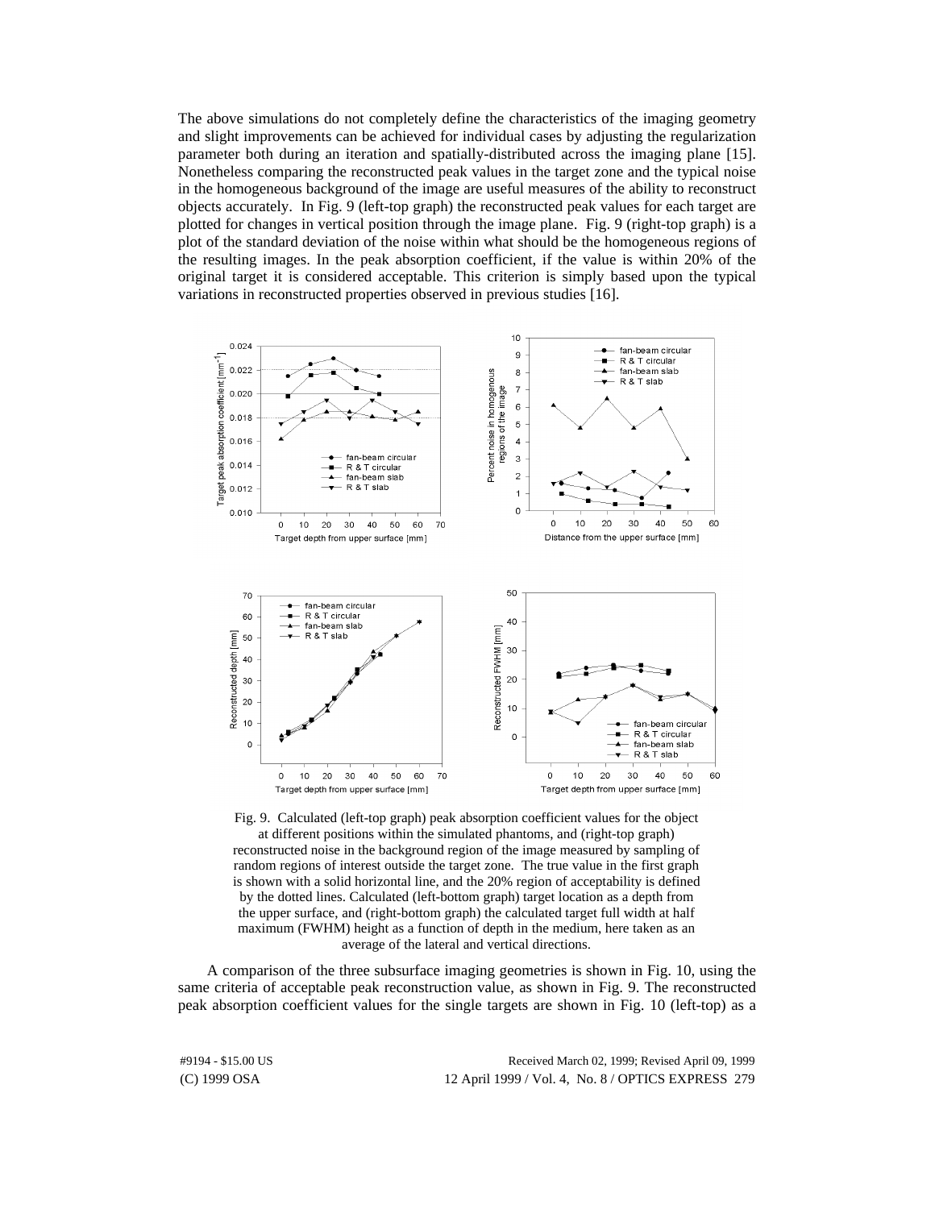The above simulations do not completely define the characteristics of the imaging geometry and slight improvements can be achieved for individual cases by adjusting the regularization parameter both during an iteration and spatially-distributed across the imaging plane [15]. Nonetheless comparing the reconstructed peak values in the target zone and the typical noise in the homogeneous background of the image are useful measures of the ability to reconstruct objects accurately. In Fig. 9 (left-top graph) the reconstructed peak values for each target are plotted for changes in vertical position through the image plane. Fig. 9 (right-top graph) is a plot of the standard deviation of the noise within what should be the homogeneous regions of the resulting images. In the peak absorption coefficient, if the value is within 20% of the original target it is considered acceptable. This criterion is simply based upon the typical variations in reconstructed properties observed in previous studies [16].

Fig. 9. Calculated (left-top graph) peak absorption coefficient values for the object at different positions within the simulated phantoms, and (right-top graph) reconstructed noise in the background region of the image measured by sampling of random regions of interest outside the target zone. The true value in the first graph is shown with a solid horizontal line, and the 20% region of acceptability is defined by the dotted lines. Calculated (left-bottom graph) target location as a depth from the upper surface, and (right-bottom graph) the calculated target full width at half maximum (FWHM) height as a function of depth in the medium, here taken as an average of the lateral and vertical directions.

A comparison of the three subsurface imaging geometries is shown in Fig. 10, using the same criteria of acceptable peak reconstruction value, as shown in Fig. 9. The reconstructed peak absorption coefficient values for the single targets are shown in Fig. 10 (left-top) as a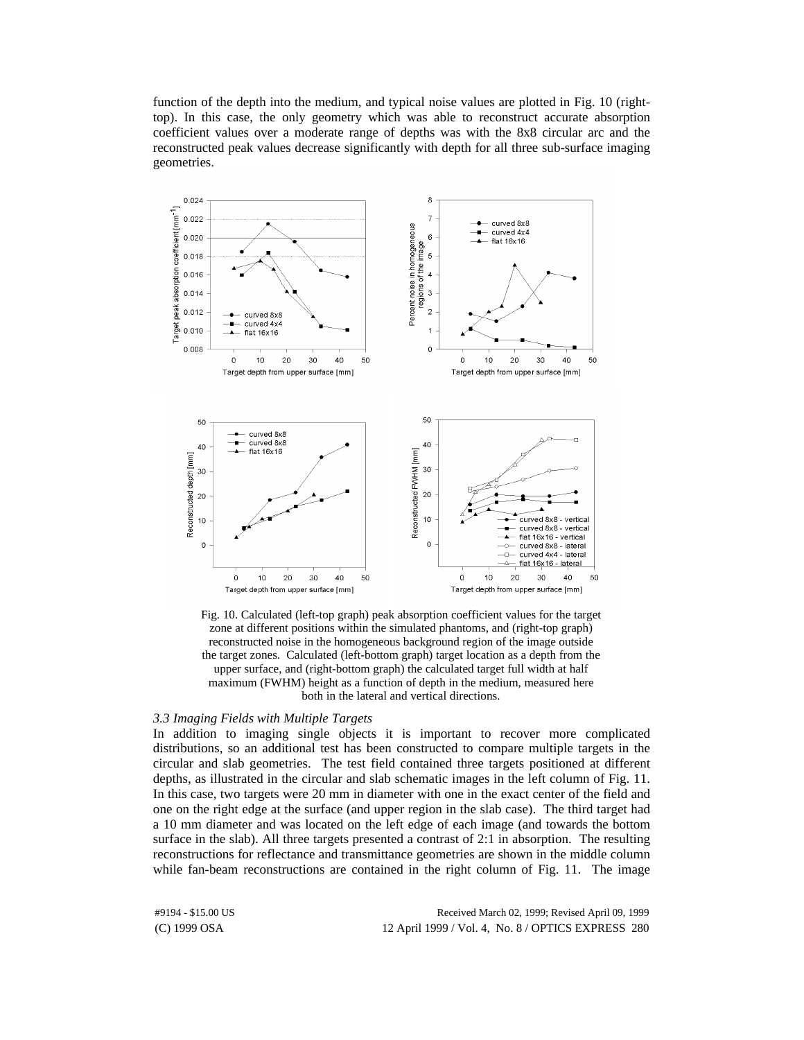function of the depth into the medium, and typical noise values are plotted in Fig. 10 (right-top). In this case, the only geometry which was able to reconstruct accurate absorption coefficient values over a moderate range of depths was with the 8x8 circular arc and the reconstructed peak values decrease significantly with depth for all three sub-surface imaging geometries.

Fig. 10. Calculated (left-top graph) peak absorption coefficient values for the target zone at different positions within the simulated phantoms, and (right-top graph) reconstructed noise in the homogeneous background region of the image outside the target zones. Calculated (left-bottom graph) target location as a depth from the upper surface, and (right-bottom graph) the calculated target full width at half maximum (FWHM) height as a function of depth in the medium, measured here both in the lateral and vertical directions.

*3.3 Imaging Fields with Multiple Targets*

In addition to imaging single objects it is important to recover more complicated distributions, so an additional test has been constructed to compare multiple targets in the circular and slab geometries. The test field contained three targets positioned at different depths, as illustrated in the circular and slab schematic images in the left column of Fig. 11. In this case, two targets were 20 mm in diameter with one in the exact center of the field and one on the right edge at the surface (and upper region in the slab case). The third target had a 10 mm diameter and was located on the left edge of each image (and towards the bottom surface in the slab). All three targets presented a contrast of 2:1 in absorption. The resulting reconstructions for reflectance and transmittance geometries are shown in the middle column while fan-beam reconstructions are contained in the right column of Fig. 11. The image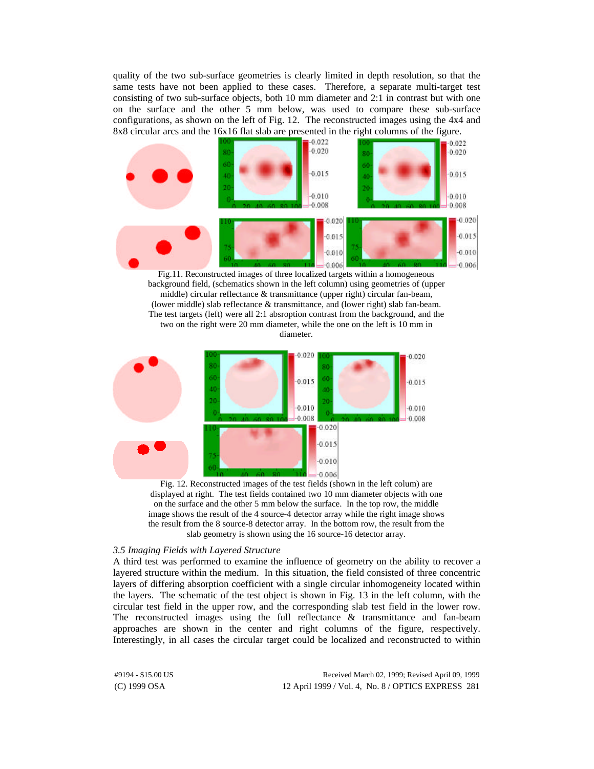quality of the two sub-surface geometries is clearly limited in depth resolution, so that the same tests have not been applied to these cases. Therefore, a separate multi-target test consisting of two sub-surface objects, both 10 mm diameter and 2:1 in contrast but with one on the surface and the other 5 mm below, was used to compare these sub-surface configurations, as shown on the left of Fig. 12. The reconstructed images using the 4x4 and 8x8 circular arcs and the 16x16 flat slab are presented in the right columns of the figure.

Fig.11. Reconstructed images of three localized targets within a homogeneous background field, (schematics shown in the left column) using geometries of (upper middle) circular reflectance & transmittance (upper right) circular fan-beam, (lower middle) slab reflectance & transmittance, and (lower right) slab fan-beam. The test targets (left) were all 2:1 absroption contrast from the background, and the two on the right were 20 mm diameter, while the one on the left is 10 mm in diameter.

Fig. 12. Reconstructed images of the test fields (shown in the left colum) are displayed at right. The test fields contained two 10 mm diameter objects with one on the surface and the other 5 mm below the surface. In the top row, the middle image shows the result of the 4 source-4 detector array while the right image shows the result from the 8 source-8 detector array. In the bottom row, the result from the slab geometry is shown using the 16 source-16 detector array.

### *3.5 Imaging Fields with Layered Structure*

A third test was performed to examine the influence of geometry on the ability to recover a layered structure within the medium. In this situation, the field consisted of three concentric layers of differing absorption coefficient with a single circular inhomogeneity located within the layers. The schematic of the test object is shown in Fig. 13 in the left column, with the circular test field in the upper row, and the corresponding slab test field in the lower row. The reconstructed images using the full reflectance & transmittance and fan-beam approaches are shown in the center and right columns of the figure, respectively. Interestingly, in all cases the circular target could be localized and reconstructed to within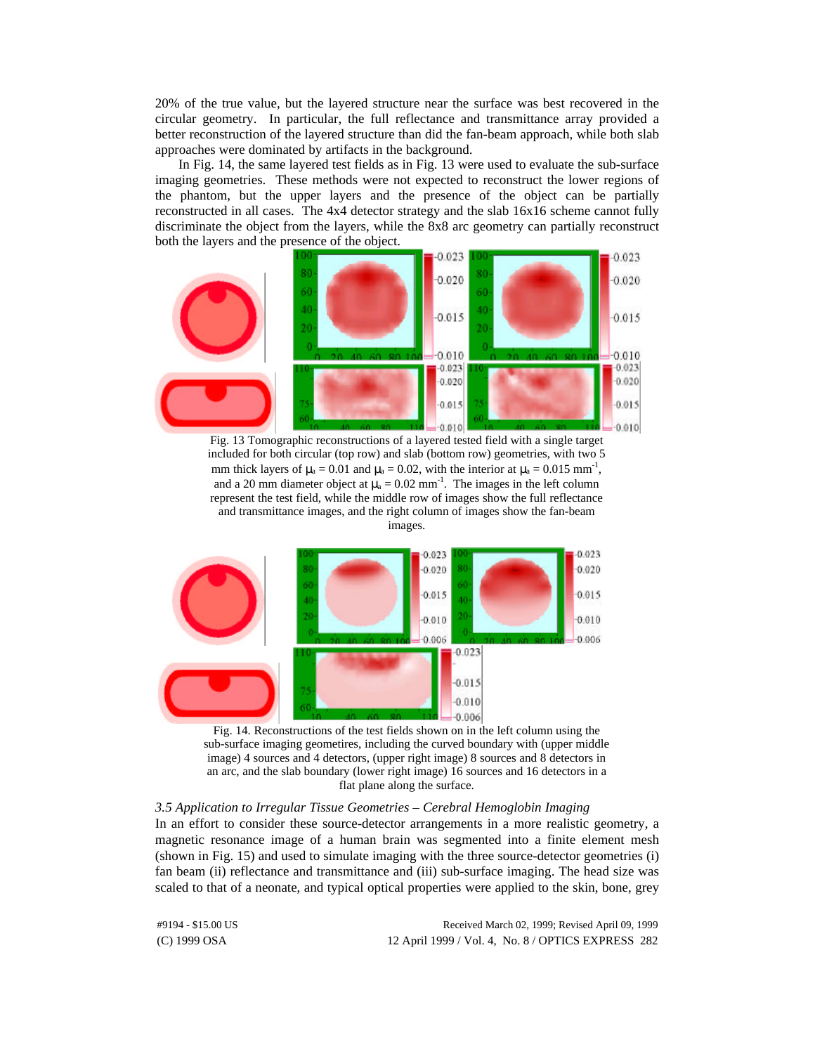20% of the true value, but the layered structure near the surface was best recovered in the circular geometry. In particular, the full reflectance and transmittance array provided a better reconstruction of the layered structure than did the fan-beam approach, while both slab approaches were dominated by artifacts in the background.

In Fig. 14, the same layered test fields as in Fig. 13 were used to evaluate the sub-surface imaging geometries. These methods were not expected to reconstruct the lower regions of the phantom, but the upper layers and the presence of the object can be partially reconstructed in all cases. The 4x4 detector strategy and the slab 16x16 scheme cannot fully discriminate the object from the layers, while the 8x8 arc geometry can partially reconstruct both the layers and the presence of the object.

Fig. 13 Tomographic reconstructions of a layered tested field with a single target included for both circular (top row) and slab (bottom row) geometries, with two 5 mm thick layers of $\mu_a = 0.01$ and $\mu_a = 0.02$, with the interior at $\mu_a = 0.015$ mm$^{-1}$, and a 20 mm diameter object at $\mu_a = 0.02$ mm$^{-1}$. The images in the left column represent the test field, while the middle row of images show the full reflectance and transmittance images, and the right column of images show the fan-beam images.

Fig. 14. Reconstructions of the test fields shown on in the left column using the sub-surface imaging geometires, including the curved boundary with (upper middle image) 4 sources and 4 detectors, (upper right image) 8 sources and 8 detectors in an arc, and the slab boundary (lower right image) 16 sources and 16 detectors in a flat plane along the surface.

### *3.5 Application to Irregular Tissue Geometries – Cerebral Hemoglobin Imaging*

In an effort to consider these source-detector arrangements in a more realistic geometry, a magnetic resonance image of a human brain was segmented into a finite element mesh (shown in Fig. 15) and used to simulate imaging with the three source-detector geometries (i) fan beam (ii) reflectance and transmittance and (iii) sub-surface imaging. The head size was scaled to that of a neonate, and typical optical properties were applied to the skin, bone, grey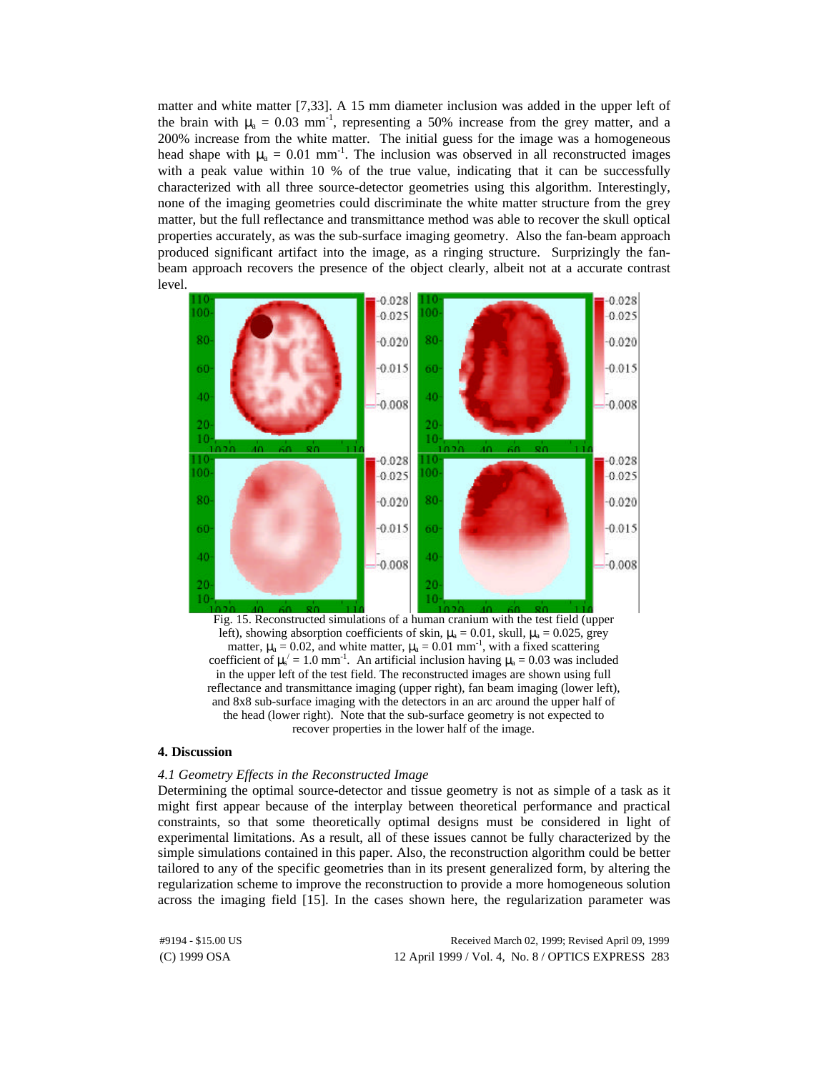matter and white matter [7,33]. A 15 mm diameter inclusion was added in the upper left of the brain with $\mu_a$ = 0.03 mm$^{-1}$, representing a 50% increase from the grey matter, and a 200% increase from the white matter. The initial guess for the image was a homogeneous head shape with $\mu_a$ = 0.01 mm$^{-1}$. The inclusion was observed in all reconstructed images with a peak value within 10 % of the true value, indicating that it can be successfully characterized with all three source-detector geometries using this algorithm. Interestingly, none of the imaging geometries could discriminate the white matter structure from the grey matter, but the full reflectance and transmittance method was able to recover the skull optical properties accurately, as was the sub-surface imaging geometry. Also the fan-beam approach produced significant artifact into the image, as a ringing structure. Surprizingly the fan-beam approach recovers the presence of the object clearly, albeit not at a accurate contrast level.

Fig. 15. Reconstructed simulations of a human cranium with the test field (upper left), showing absorption coefficients of skin, $\mu_a$ = 0.01, skull, $\mu_a$ = 0.025, grey matter, $\mu_a$ = 0.02, and white matter, $\mu_a$ = 0.01 mm$^{-1}$, with a fixed scattering coefficient of $\mu_s'$ = 1.0 mm$^{-1}$. An artificial inclusion having $\mu_a$ = 0.03 was included in the upper left of the test field. The reconstructed images are shown using full reflectance and transmittance imaging (upper right), fan beam imaging (lower left), and 8x8 sub-surface imaging with the detectors in an arc around the upper half of the head (lower right). Note that the sub-surface geometry is not expected to recover properties in the lower half of the image.

## 4. Discussion

### *4.1 Geometry Effects in the Reconstructed Image*

Determining the optimal source-detector and tissue geometry is not as simple of a task as it might first appear because of the interplay between theoretical performance and practical constraints, so that some theoretically optimal designs must be considered in light of experimental limitations. As a result, all of these issues cannot be fully characterized by the simple simulations contained in this paper. Also, the reconstruction algorithm could be better tailored to any of the specific geometries than in its present generalized form, by altering the regularization scheme to improve the reconstruction to provide a more homogeneous solution across the imaging field [15]. In the cases shown here, the regularization parameter was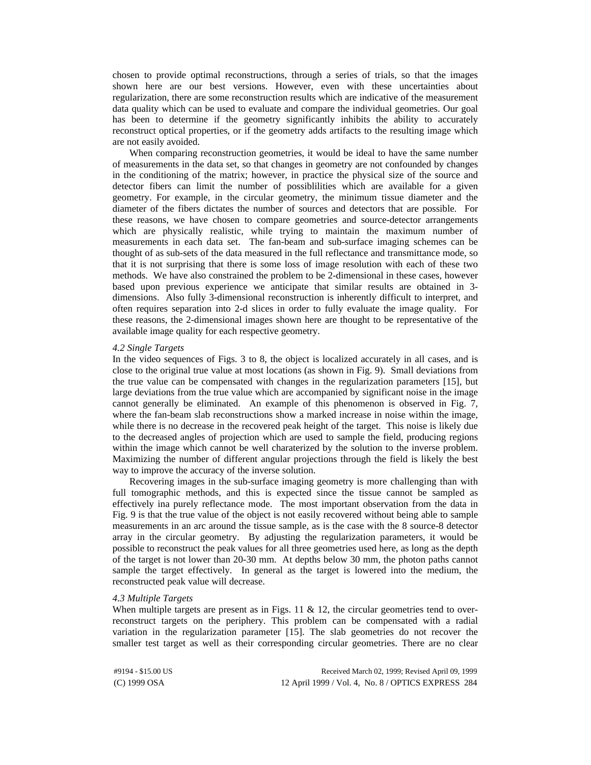chosen to provide optimal reconstructions, through a series of trials, so that the images shown here are our best versions. However, even with these uncertainties about regularization, there are some reconstruction results which are indicative of the measurement data quality which can be used to evaluate and compare the individual geometries. Our goal has been to determine if the geometry significantly inhibits the ability to accurately reconstruct optical properties, or if the geometry adds artifacts to the resulting image which are not easily avoided.

When comparing reconstruction geometries, it would be ideal to have the same number of measurements in the data set, so that changes in geometry are not confounded by changes in the conditioning of the matrix; however, in practice the physical size of the source and detector fibers can limit the number of possiblilities which are available for a given geometry. For example, in the circular geometry, the minimum tissue diameter and the diameter of the fibers dictates the number of sources and detectors that are possible. For these reasons, we have chosen to compare geometries and source-detector arrangements which are physically realistic, while trying to maintain the maximum number of measurements in each data set. The fan-beam and sub-surface imaging schemes can be thought of as sub-sets of the data measured in the full reflectance and transmittance mode, so that it is not surprising that there is some loss of image resolution with each of these two methods. We have also constrained the problem to be 2-dimensional in these cases, however based upon previous experience we anticipate that similar results are obtained in 3-dimensions. Also fully 3-dimensional reconstruction is inherently difficult to interpret, and often requires separation into 2-d slices in order to fully evaluate the image quality. For these reasons, the 2-dimensional images shown here are thought to be representative of the available image quality for each respective geometry.

### *4.2 Single Targets*

In the video sequences of Figs. 3 to 8, the object is localized accurately in all cases, and is close to the original true value at most locations (as shown in Fig. 9). Small deviations from the true value can be compensated with changes in the regularization parameters [15], but large deviations from the true value which are accompanied by significant noise in the image cannot generally be eliminated. An example of this phenomenon is observed in Fig. 7, where the fan-beam slab reconstructions show a marked increase in noise within the image, while there is no decrease in the recovered peak height of the target. This noise is likely due to the decreased angles of projection which are used to sample the field, producing regions within the image which cannot be well charaterized by the solution to the inverse problem. Maximizing the number of different angular projections through the field is likely the best way to improve the accuracy of the inverse solution.

Recovering images in the sub-surface imaging geometry is more challenging than with full tomographic methods, and this is expected since the tissue cannot be sampled as effectively ina purely reflectance mode. The most important observation from the data in Fig. 9 is that the true value of the object is not easily recovered without being able to sample measurements in an arc around the tissue sample, as is the case with the 8 source-8 detector array in the circular geometry. By adjusting the regularization parameters, it would be possible to reconstruct the peak values for all three geometries used here, as long as the depth of the target is not lower than 20-30 mm. At depths below 30 mm, the photon paths cannot sample the target effectively. In general as the target is lowered into the medium, the reconstructed peak value will decrease.

### *4.3 Multiple Targets*

When multiple targets are present as in Figs. 11 & 12, the circular geometries tend to over-reconstruct targets on the periphery. This problem can be compensated with a radial variation in the regularization parameter [15]. The slab geometries do not recover the smaller test target as well as their corresponding circular geometries. There are no clear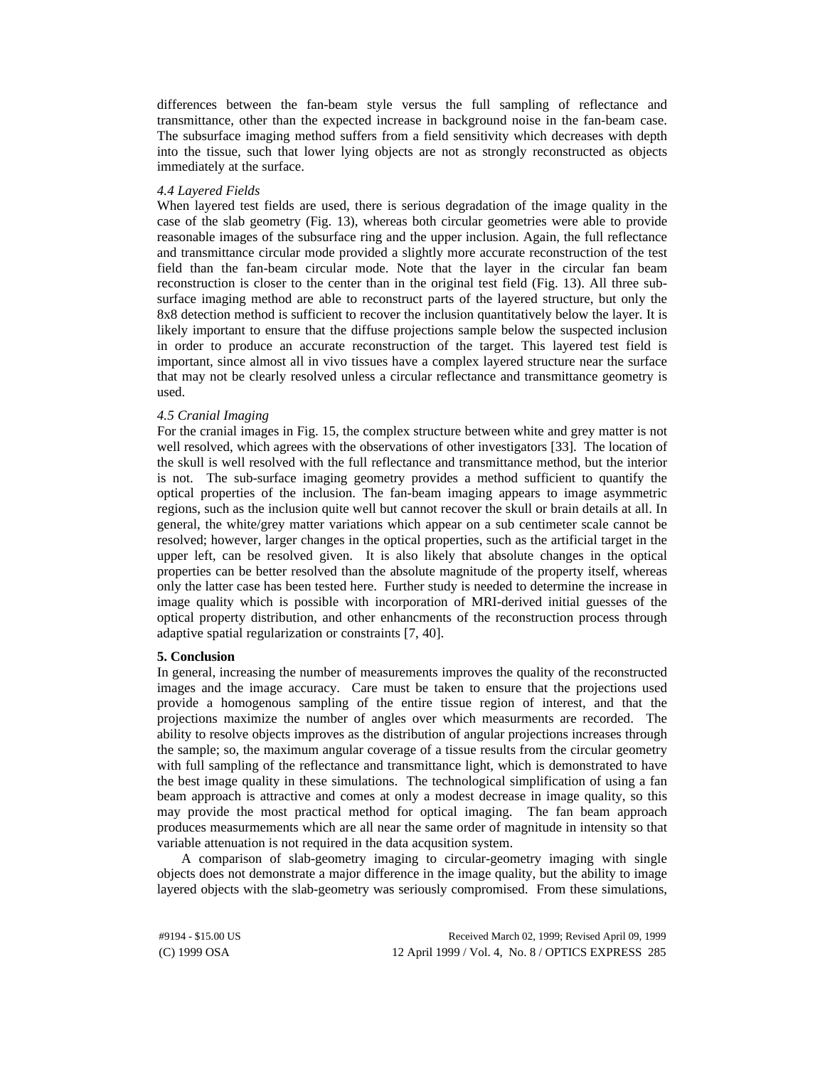differences between the fan-beam style versus the full sampling of reflectance and transmittance, other than the expected increase in background noise in the fan-beam case. The subsurface imaging method suffers from a field sensitivity which decreases with depth into the tissue, such that lower lying objects are not as strongly reconstructed as objects immediately at the surface.

*4.4 Layered Fields*

When layered test fields are used, there is serious degradation of the image quality in the case of the slab geometry (Fig. 13), whereas both circular geometries were able to provide reasonable images of the subsurface ring and the upper inclusion. Again, the full reflectance and transmittance circular mode provided a slightly more accurate reconstruction of the test field than the fan-beam circular mode. Note that the layer in the circular fan beam reconstruction is closer to the center than in the original test field (Fig. 13). All three sub-surface imaging method are able to reconstruct parts of the layered structure, but only the 8x8 detection method is sufficient to recover the inclusion quantitatively below the layer. It is likely important to ensure that the diffuse projections sample below the suspected inclusion in order to produce an accurate reconstruction of the target. This layered test field is important, since almost all in vivo tissues have a complex layered structure near the surface that may not be clearly resolved unless a circular reflectance and transmittance geometry is used.

*4.5 Cranial Imaging*

For the cranial images in Fig. 15, the complex structure between white and grey matter is not well resolved, which agrees with the observations of other investigators [33]. The location of the skull is well resolved with the full reflectance and transmittance method, but the interior is not. The sub-surface imaging geometry provides a method sufficient to quantify the optical properties of the inclusion. The fan-beam imaging appears to image asymmetric regions, such as the inclusion quite well but cannot recover the skull or brain details at all. In general, the white/grey matter variations which appear on a sub centimeter scale cannot be resolved; however, larger changes in the optical properties, such as the artificial target in the upper left, can be resolved given. It is also likely that absolute changes in the optical properties can be better resolved than the absolute magnitude of the property itself, whereas only the latter case has been tested here. Further study is needed to determine the increase in image quality which is possible with incorporation of MRI-derived initial guesses of the optical property distribution, and other enhancments of the reconstruction process through adaptive spatial regularization or constraints [7, 40].

**5. Conclusion**

In general, increasing the number of measurements improves the quality of the reconstructed images and the image accuracy. Care must be taken to ensure that the projections used provide a homogenous sampling of the entire tissue region of interest, and that the projections maximize the number of angles over which measurments are recorded. The ability to resolve objects improves as the distribution of angular projections increases through the sample; so, the maximum angular coverage of a tissue results from the circular geometry with full sampling of the reflectance and transmittance light, which is demonstrated to have the best image quality in these simulations. The technological simplification of using a fan beam approach is attractive and comes at only a modest decrease in image quality, so this may provide the most practical method for optical imaging. The fan beam approach produces measurmements which are all near the same order of magnitude in intensity so that variable attenuation is not required in the data acqusition system.

A comparison of slab-geometry imaging to circular-geometry imaging with single objects does not demonstrate a major difference in the image quality, but the ability to image layered objects with the slab-geometry was seriously compromised. From these simulations,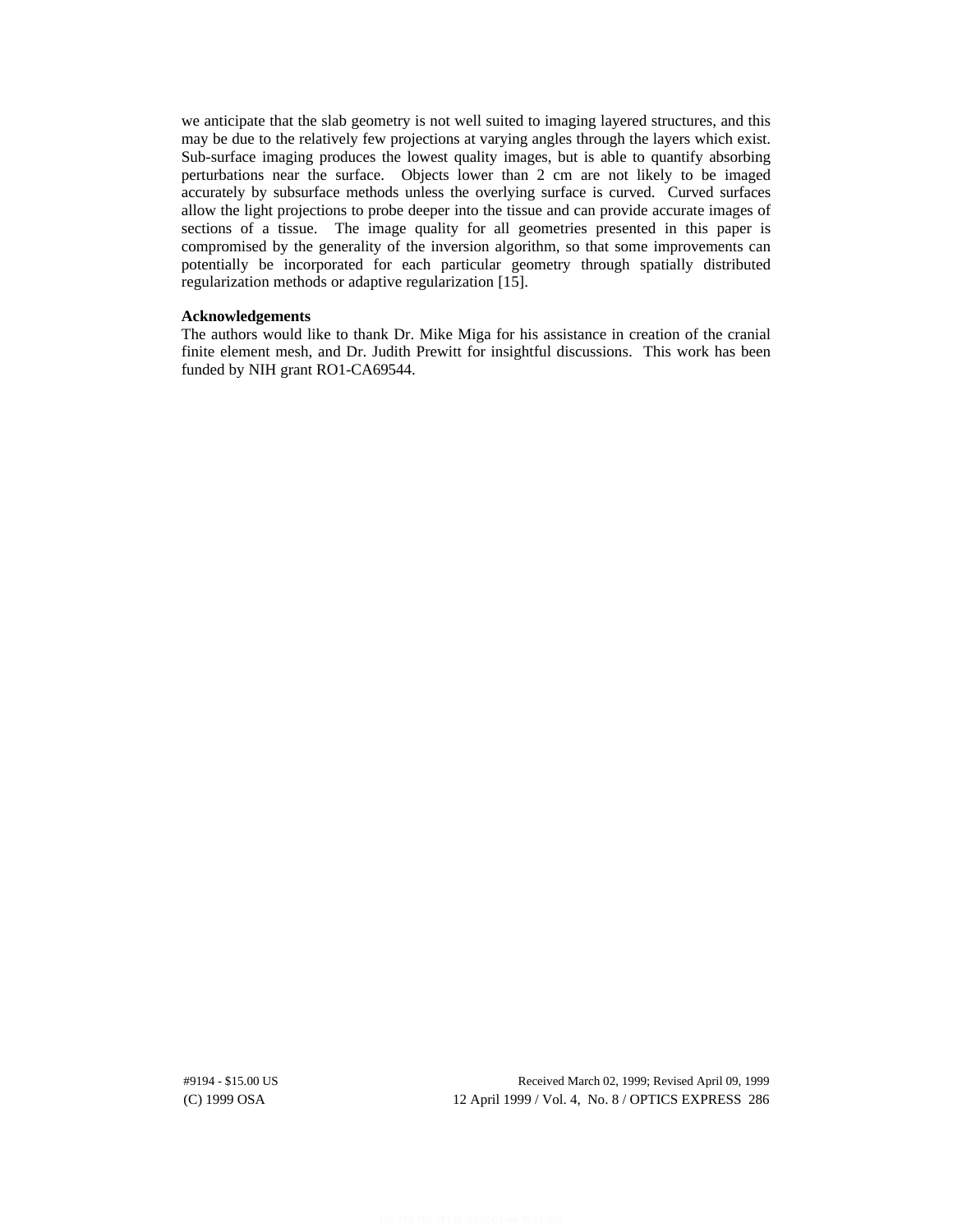we anticipate that the slab geometry is not well suited to imaging layered structures, and this may be due to the relatively few projections at varying angles through the layers which exist. Sub-surface imaging produces the lowest quality images, but is able to quantify absorbing perturbations near the surface. Objects lower than 2 cm are not likely to be imaged accurately by subsurface methods unless the overlying surface is curved. Curved surfaces allow the light projections to probe deeper into the tissue and can provide accurate images of sections of a tissue. The image quality for all geometries presented in this paper is compromised by the generality of the inversion algorithm, so that some improvements can potentially be incorporated for each particular geometry through spatially distributed regularization methods or adaptive regularization [15].

**Acknowledgements**

The authors would like to thank Dr. Mike Miga for his assistance in creation of the cranial finite element mesh, and Dr. Judith Prewitt for insightful discussions. This work has been funded by NIH grant RO1-CA69544.